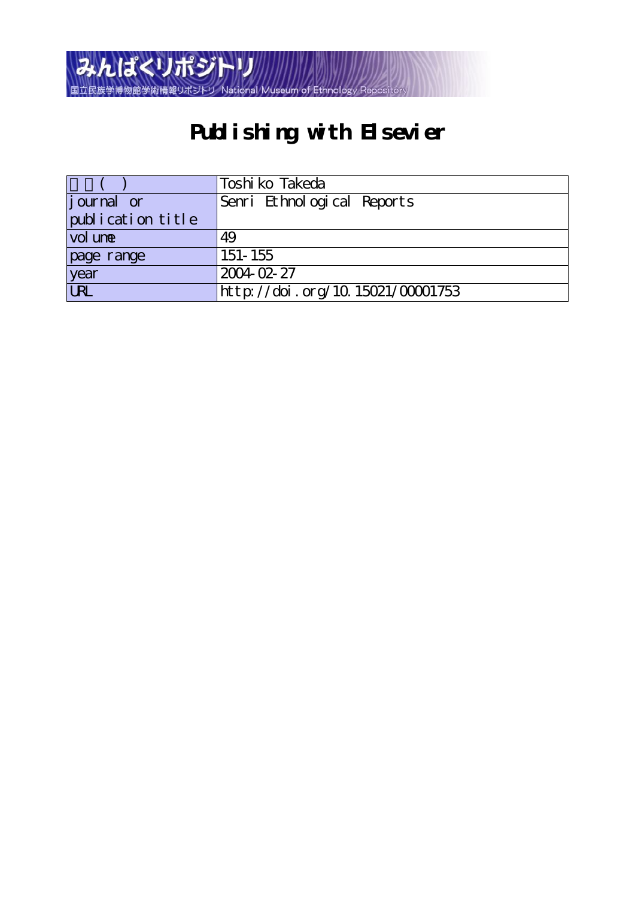みんぱくリポジトリ

国立民族学博物館学術情報リポジトリ National Museum of Ethnology Repository

# Publishing with Elsevier

| 著者(英) | Toshiko Takeda |
|---|---|
| journal or publication title | Senri Ethnological Reports |
| volume | 49 |
| page range | 151-155 |
| year | 2004-02-27 |
| URL | http://doi.org/10.15021/00001753 |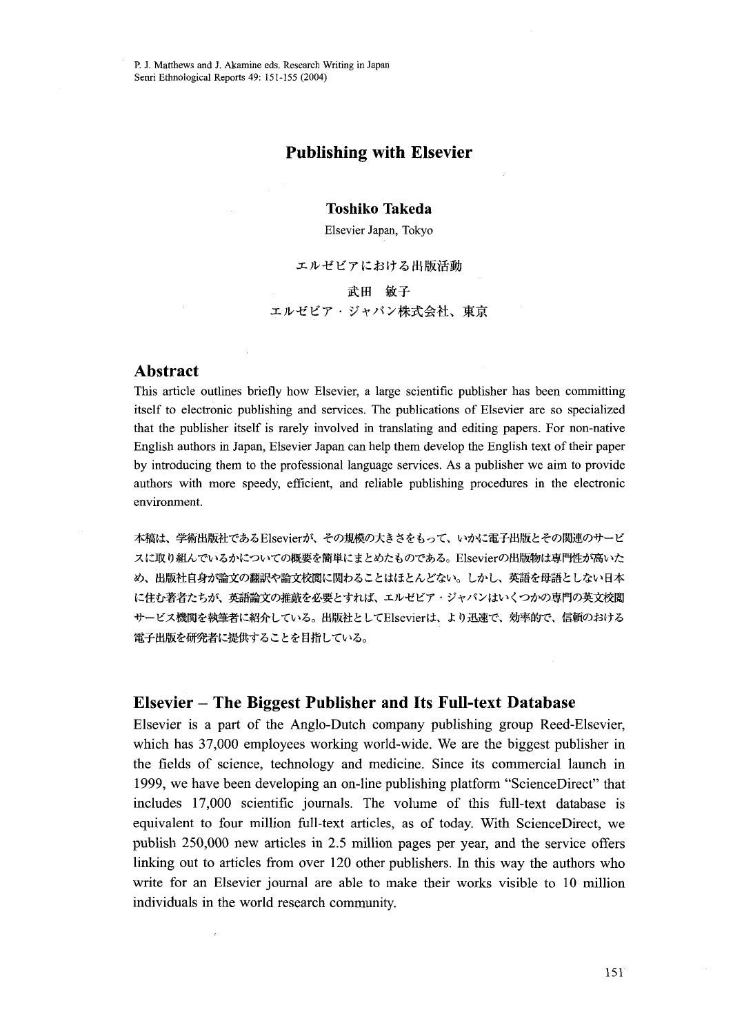# Publishing with Elsevier

**Toshiko Takeda**

Elsevier Japan, Tokyo

エルゼビアにおける出版活動

武田 敏子

エルゼビア・ジャパン株式会社、東京

## Abstract

This article outlines briefly how Elsevier, a large scientific publisher has been committing itself to electronic publishing and services. The publications of Elsevier are so specialized that the publisher itself is rarely involved in translating and editing papers. For non-native English authors in Japan, Elsevier Japan can help them develop the English text of their paper by introducing them to the professional language services. As a publisher we aim to provide authors with more speedy, efficient, and reliable publishing procedures in the electronic environment.

本稿は、学術出版社であるElsevierが、その規模の大きさをもって、いかに電子出版とその関連のサービスに取り組んでいるかについての概要を簡単にまとめたものである。Elsevierの出版物は専門性が高いため、出版社自身が論文の翻訳や論文校閲に関わることはほとんどない。しかし、英語を母語としない日本に住む著者たちが、英語論文の推敲を必要とすれば、エルゼビア・ジャパンはいくつかの専門の英文校閲サービス機関を執筆者に紹介している。出版社としてElsevierは、より迅速で、効率的で、信頼のおける電子出版を研究者に提供することを目指している。

## Elsevier – The Biggest Publisher and Its Full-text Database

Elsevier is a part of the Anglo-Dutch company publishing group Reed-Elsevier, which has 37,000 employees working world-wide. We are the biggest publisher in the fields of science, technology and medicine. Since its commercial launch in 1999, we have been developing an on-line publishing platform "ScienceDirect" that includes 17,000 scientific journals. The volume of this full-text database is equivalent to four million full-text articles, as of today. With ScienceDirect, we publish 250,000 new articles in 2.5 million pages per year, and the service offers linking out to articles from over 120 other publishers. In this way the authors who write for an Elsevier journal are able to make their works visible to 10 million individuals in the world research community.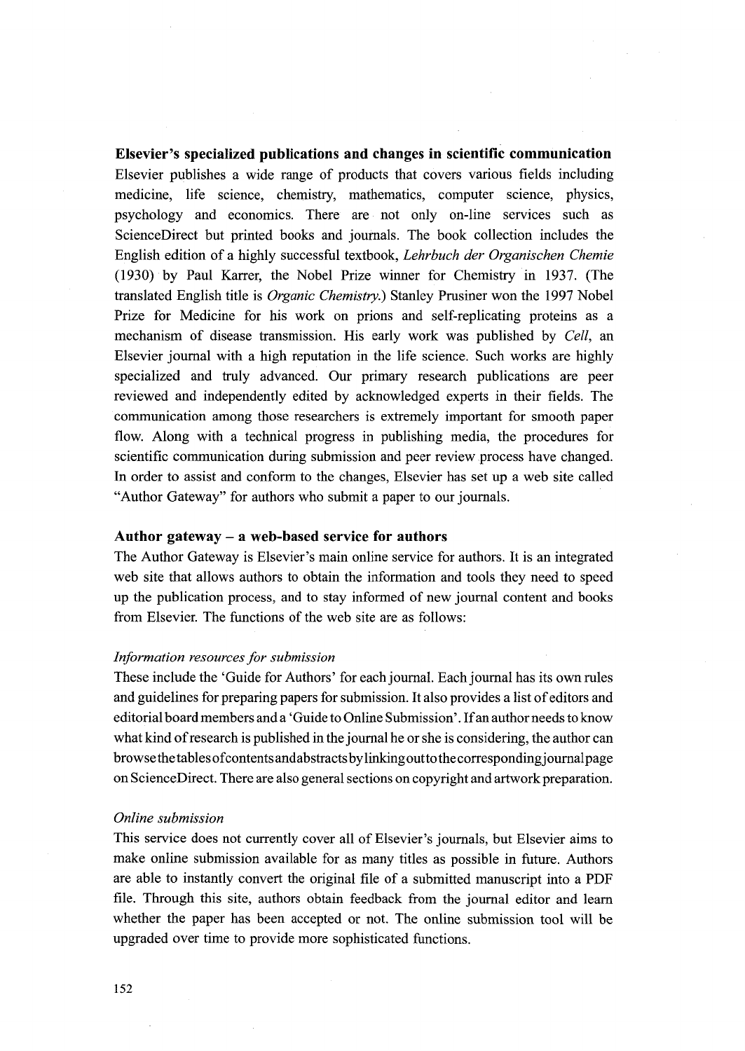## Elsevier's specialized publications and changes in scientific communication

Elsevier publishes a wide range of products that covers various fields including medicine, life science, chemistry, mathematics, computer science, physics, psychology and economics. There are not only on-line services such as ScienceDirect but printed books and journals. The book collection includes the English edition of a highly successful textbook, *Lehrbuch der Organischen Chemie* (1930) by Paul Karrer, the Nobel Prize winner for Chemistry in 1937. (The translated English title is *Organic Chemistry.*) Stanley Prusiner won the 1997 Nobel Prize for Medicine for his work on prions and self-replicating proteins as a mechanism of disease transmission. His early work was published by *Cell*, an Elsevier journal with a high reputation in the life science. Such works are highly specialized and truly advanced. Our primary research publications are peer reviewed and independently edited by acknowledged experts in their fields. The communication among those researchers is extremely important for smooth paper flow. Along with a technical progress in publishing media, the procedures for scientific communication during submission and peer review process have changed. In order to assist and conform to the changes, Elsevier has set up a web site called "Author Gateway" for authors who submit a paper to our journals.

## Author gateway – a web-based service for authors

The Author Gateway is Elsevier's main online service for authors. It is an integrated web site that allows authors to obtain the information and tools they need to speed up the publication process, and to stay informed of new journal content and books from Elsevier. The functions of the web site are as follows:

### *Information resources for submission*

These include the 'Guide for Authors' for each journal. Each journal has its own rules and guidelines for preparing papers for submission. It also provides a list of editors and editorial board members and a 'Guide to Online Submission'. If an author needs to know what kind of research is published in the journal he or she is considering, the author can browse the tables of contents and abstracts by linking out to the corresponding journal page on ScienceDirect. There are also general sections on copyright and artwork preparation.

### *Online submission*

This service does not currently cover all of Elsevier's journals, but Elsevier aims to make online submission available for as many titles as possible in future. Authors are able to instantly convert the original file of a submitted manuscript into a PDF file. Through this site, authors obtain feedback from the journal editor and learn whether the paper has been accepted or not. The online submission tool will be upgraded over time to provide more sophisticated functions.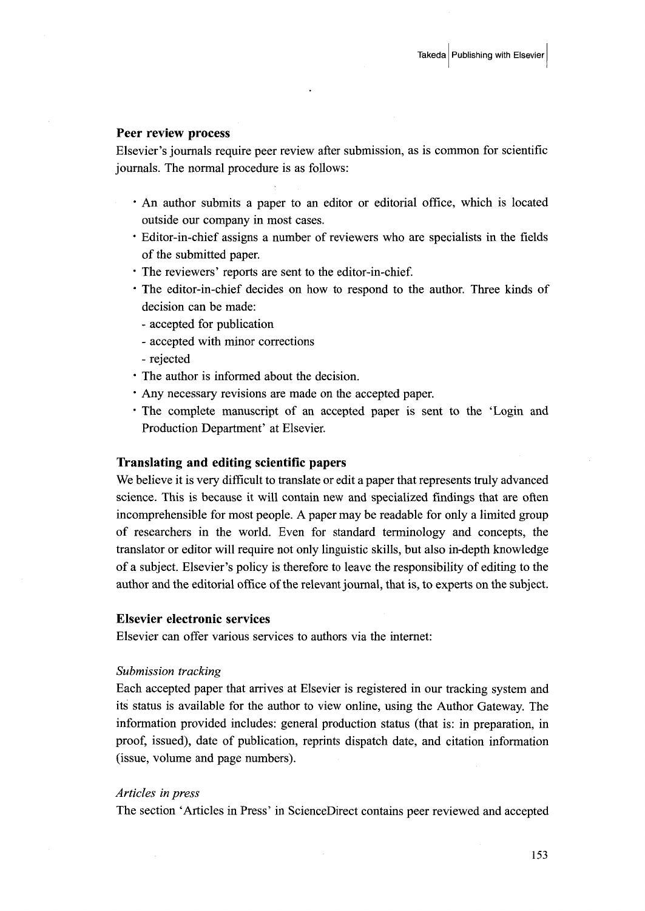### Peer review process

Elsevier's journals require peer review after submission, as is common for scientific journals. The normal procedure is as follows:

- An author submits a paper to an editor or editorial office, which is located outside our company in most cases.
- Editor-in-chief assigns a number of reviewers who are specialists in the fields of the submitted paper.
- The reviewers' reports are sent to the editor-in-chief.
- The editor-in-chief decides on how to respond to the author. Three kinds of decision can be made:
  - accepted for publication
  - accepted with minor corrections
  - rejected
- The author is informed about the decision.
- Any necessary revisions are made on the accepted paper.
- The complete manuscript of an accepted paper is sent to the 'Login and Production Department' at Elsevier.

### Translating and editing scientific papers

We believe it is very difficult to translate or edit a paper that represents truly advanced science. This is because it will contain new and specialized findings that are often incomprehensible for most people. A paper may be readable for only a limited group of researchers in the world. Even for standard terminology and concepts, the translator or editor will require not only linguistic skills, but also in-depth knowledge of a subject. Elsevier's policy is therefore to leave the responsibility of editing to the author and the editorial office of the relevant journal, that is, to experts on the subject.

### Elsevier electronic services

Elsevier can offer various services to authors via the internet:

*Submission tracking*

Each accepted paper that arrives at Elsevier is registered in our tracking system and its status is available for the author to view online, using the Author Gateway. The information provided includes: general production status (that is: in preparation, in proof, issued), date of publication, reprints dispatch date, and citation information (issue, volume and page numbers).

*Articles in press*

The section 'Articles in Press' in ScienceDirect contains peer reviewed and accepted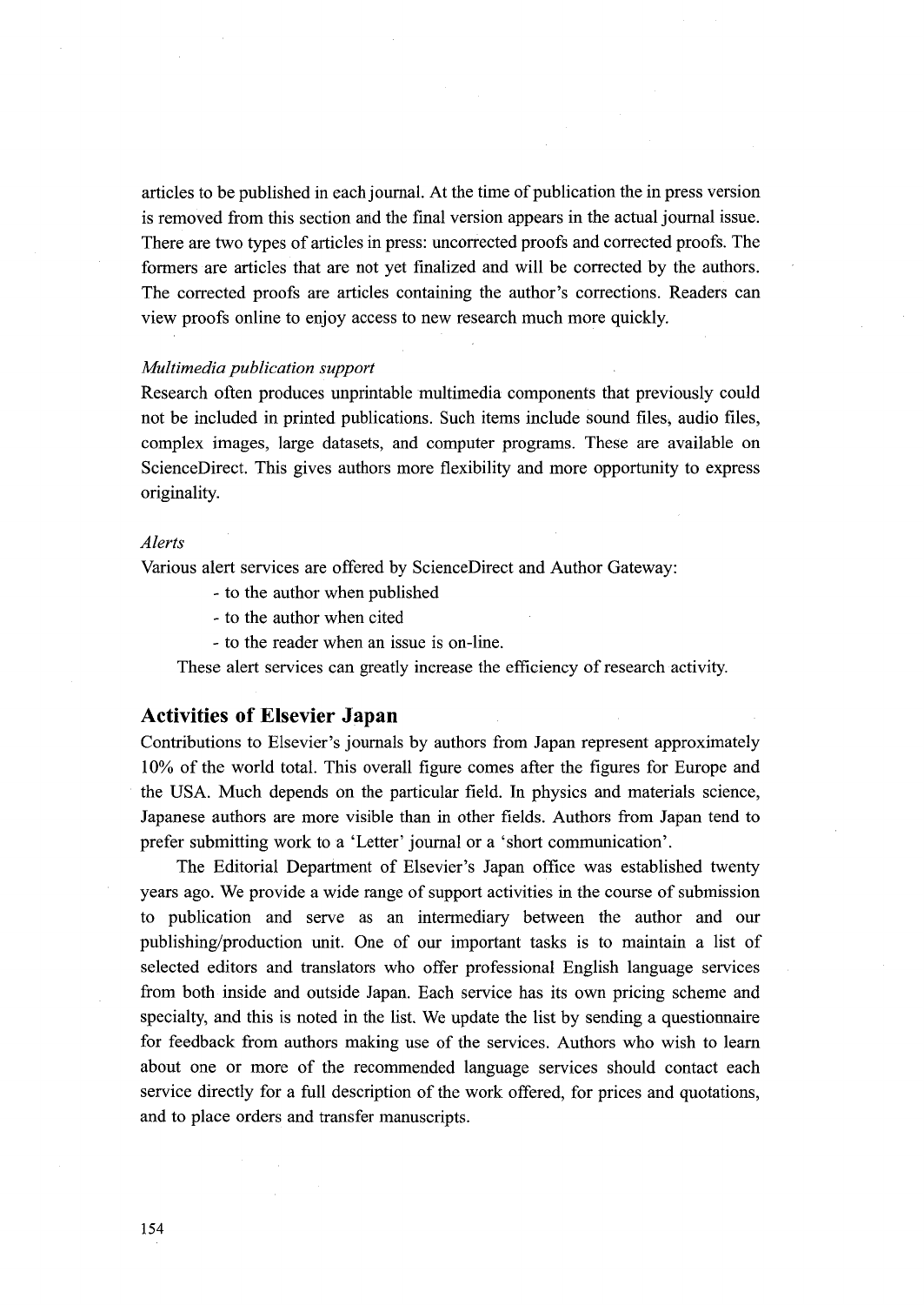articles to be published in each journal. At the time of publication the in press version is removed from this section and the final version appears in the actual journal issue. There are two types of articles in press: uncorrected proofs and corrected proofs. The formers are articles that are not yet finalized and will be corrected by the authors. The corrected proofs are articles containing the author's corrections. Readers can view proofs online to enjoy access to new research much more quickly.

*Multimedia publication support*

Research often produces unprintable multimedia components that previously could not be included in printed publications. Such items include sound files, audio files, complex images, large datasets, and computer programs. These are available on ScienceDirect. This gives authors more flexibility and more opportunity to express originality.

*Alerts*

Various alert services are offered by ScienceDirect and Author Gateway:

- to the author when published
- to the author when cited
- to the reader when an issue is on-line.

These alert services can greatly increase the efficiency of research activity.

## Activities of Elsevier Japan

Contributions to Elsevier's journals by authors from Japan represent approximately 10% of the world total. This overall figure comes after the figures for Europe and the USA. Much depends on the particular field. In physics and materials science, Japanese authors are more visible than in other fields. Authors from Japan tend to prefer submitting work to a 'Letter' journal or a 'short communication'.

The Editorial Department of Elsevier's Japan office was established twenty years ago. We provide a wide range of support activities in the course of submission to publication and serve as an intermediary between the author and our publishing/production unit. One of our important tasks is to maintain a list of selected editors and translators who offer professional English language services from both inside and outside Japan. Each service has its own pricing scheme and specialty, and this is noted in the list. We update the list by sending a questionnaire for feedback from authors making use of the services. Authors who wish to learn about one or more of the recommended language services should contact each service directly for a full description of the work offered, for prices and quotations, and to place orders and transfer manuscripts.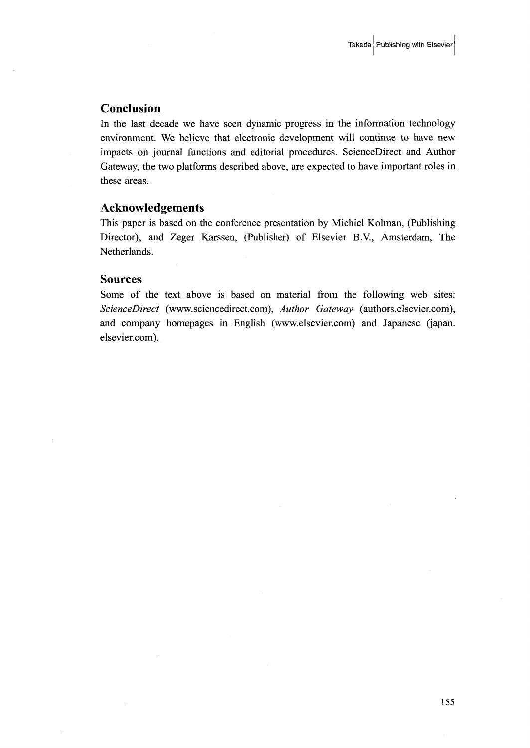## Conclusion

In the last decade we have seen dynamic progress in the information technology environment. We believe that electronic development will continue to have new impacts on journal functions and editorial procedures. ScienceDirect and Author Gateway, the two platforms described above, are expected to have important roles in these areas.

## Acknowledgements

This paper is based on the conference presentation by Michiel Kolman, (Publishing Director), and Zeger Karssen, (Publisher) of Elsevier B.V., Amsterdam, The Netherlands.

## Sources

Some of the text above is based on material from the following web sites: *ScienceDirect* (www.sciencedirect.com), *Author Gateway* (authors.elsevier.com), and company homepages in English (www.elsevier.com) and Japanese (japan.elsevier.com).